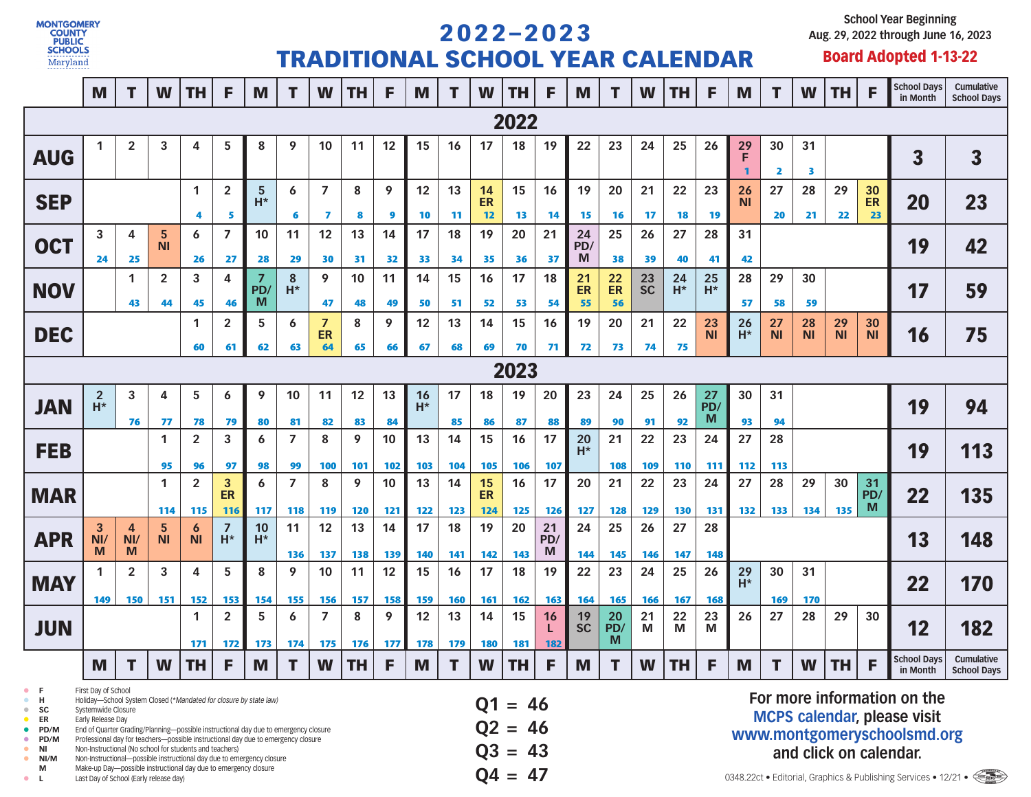**MONTGOMERY COUNTY PUBLIC SCHOOLS** Maryland

# 2022–2023 TRADITIONAL SCHOOL YEAR CALENDAR

School Year Beginning
Aug. 29, 2022 through June 16, 2023

**Board Adopted 1-13-22**

| | M | T | W | TH | F | M | T | W | TH | F | M | T | W | TH | F | M | T | W | TH | F | M | T | W | TH | F | School Days in Month | Cumulative School Days |
|---|---|---|---|---|---|---|---|---|---|---|---|---|---|---|---|---|---|---|---|---|---|---|---|---|---|---|---|
| **2022** | | | | | | | | | | | | | | | | | | | | | | | | | | | |
| **AUG** | 1 | 2 | 3 | 4 | 5 | 8 | 9 | 10 | 11 | 12 | 15 | 16 | 17 | 18 | 19 | 22 | 23 | 24 | 25 | 26 | 29 F 1 | 30 2 | 31 3 | | | 3 | 3 |
| **SEP** | | | | 1 4 | 2 5 | 5 H* | 6 6 | 7 7 | 8 8 | 9 9 | 12 10 | 13 11 | 14 ER 12 | 15 13 | 16 14 | 19 15 | 20 16 | 21 17 | 22 18 | 23 19 | 26 NI | 27 20 | 28 21 | 29 22 | 30 ER 23 | 20 | 23 |
| **OCT** | 3 24 | 4 25 | 5 NI | 6 26 | 7 27 | 10 28 | 11 29 | 12 30 | 13 31 | 14 32 | 17 33 | 18 34 | 19 35 | 20 36 | 21 37 | 24 PD/M | 25 38 | 26 39 | 27 40 | 28 41 | 31 42 | | | | | 19 | 42 |
| **NOV** | | 1 43 | 2 44 | 3 45 | 4 46 | 7 PD/M | 8 H* | 9 47 | 10 48 | 11 49 | 14 50 | 15 51 | 16 52 | 17 53 | 18 54 | 21 ER 55 | 22 ER 56 | 23 SC | 24 H* | 25 H* | 28 57 | 29 58 | 30 59 | | | 17 | 59 |
| **DEC** | | | | 1 60 | 2 61 | 5 62 | 6 63 | 7 ER 64 | 8 65 | 9 66 | 12 67 | 13 68 | 14 69 | 15 70 | 16 71 | 19 72 | 20 73 | 21 74 | 22 75 | 23 NI | 26 H* | 27 NI | 28 NI | 29 NI | 30 NI | 16 | 75 |
| **2023** | | | | | | | | | | | | | | | | | | | | | | | | | | | |
| **JAN** | 2 H* | 3 76 | 4 77 | 5 78 | 6 79 | 9 80 | 10 81 | 11 82 | 12 83 | 13 84 | 16 H* | 17 85 | 18 86 | 19 87 | 20 88 | 23 89 | 24 90 | 25 91 | 26 92 | 27 PD/M | 30 93 | 31 94 | | | | 19 | 94 |
| **FEB** | | | 1 95 | 2 96 | 3 97 | 6 98 | 7 99 | 8 100 | 9 101 | 10 102 | 13 103 | 14 104 | 15 105 | 16 106 | 17 107 | 20 H* | 21 108 | 22 109 | 23 110 | 24 111 | 27 112 | 28 113 | | | | 19 | 113 |
| **MAR** | | | 1 114 | 2 115 | 3 ER 116 | 6 117 | 7 118 | 8 119 | 9 120 | 10 121 | 13 122 | 14 123 | 15 ER 124 | 16 125 | 17 126 | 20 127 | 21 128 | 22 129 | 23 130 | 24 131 | 27 132 | 28 133 | 29 134 | 30 135 | 31 PD/M | 22 | 135 |
| **APR** | 3 NI/M | 4 NI/M | 5 NI | 6 NI | 7 H* | 10 H* | 11 136 | 12 137 | 13 138 | 14 139 | 17 140 | 18 141 | 19 142 | 20 143 | 21 PD/M | 24 144 | 25 145 | 26 146 | 27 147 | 28 148 | | | | | | 13 | 148 |
| **MAY** | 1 149 | 2 150 | 3 151 | 4 152 | 5 153 | 8 154 | 9 155 | 10 156 | 11 157 | 12 158 | 15 159 | 16 160 | 17 161 | 18 162 | 19 163 | 22 164 | 23 165 | 24 166 | 25 167 | 26 168 | 29 H* | 30 169 | 31 170 | | | 22 | 170 |
| **JUN** | | | | 1 171 | 2 172 | 5 173 | 6 174 | 7 175 | 8 176 | 9 177 | 12 178 | 13 179 | 14 180 | 15 181 | 16 L 182 | 19 SC | 20 PD/M | 21 M | 22 M | 23 M | 26 | 27 | 28 | 29 | 30 | 12 | 182 |

- **F** First Day of School
- **H** Holiday—School System Closed (*Mandated for closure by state law)
- **SC** Systemwide Closure
- **ER** Early Release Day
- **PD/M** End of Quarter Grading/Planning—possible instructional day due to emergency closure
- **PD/M** Professional day for teachers—possible instructional day due to emergency closure
- **NI** Non-Instructional (No school for students and teachers)
- **NI/M** Non-Instructional—possible instructional day due to emergency closure
- **M** Make-up Day—possible instructional day due to emergency closure
- **L** Last Day of School (Early release day)

**Q1 = 46**
**Q2 = 46**
**Q3 = 43**
**Q4 = 47**

**For more information on the MCPS calendar, please visit www.montgomeryschoolsmd.org and click on calendar.**

0348.22ct • Editorial, Graphics & Publishing Services • 12/21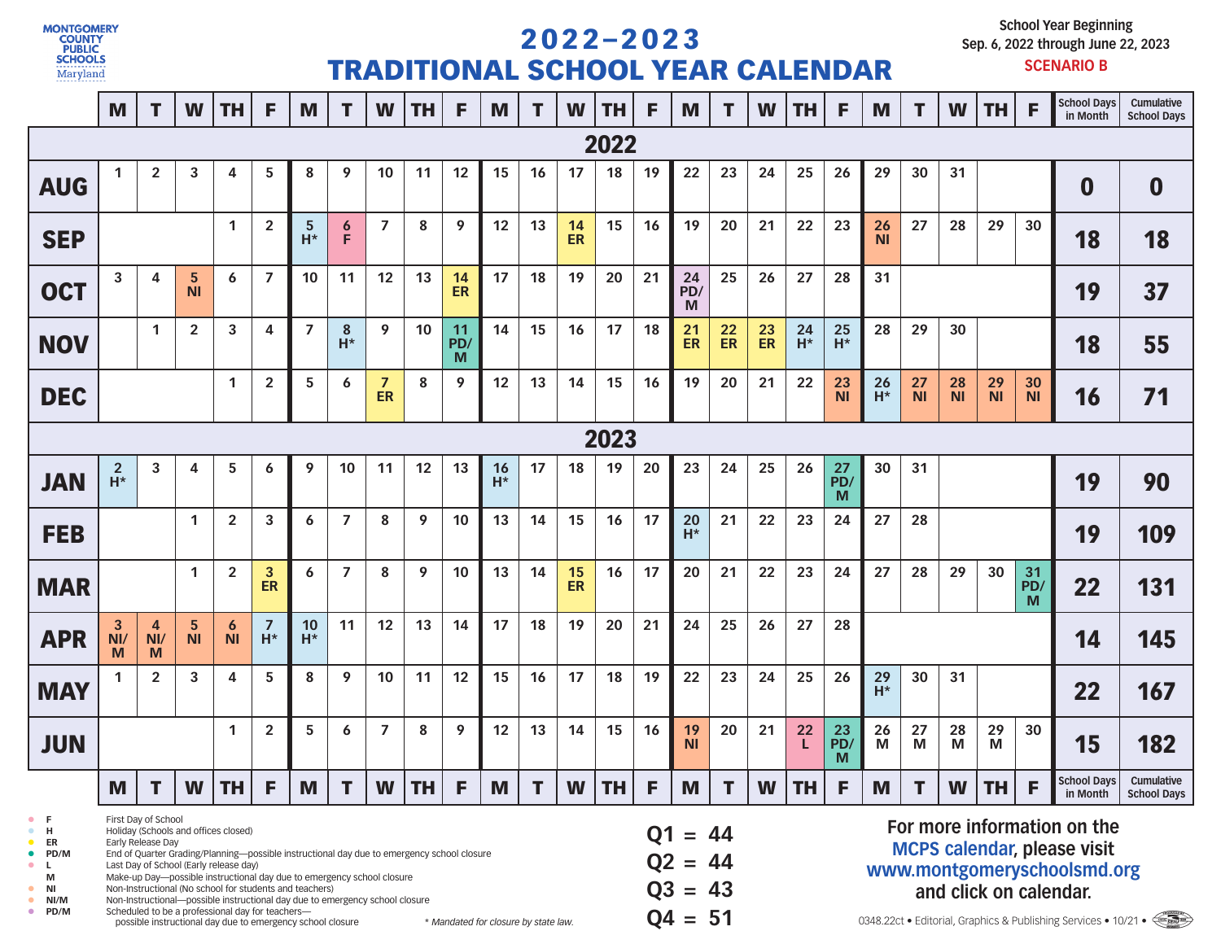**MONTGOMERY COUNTY PUBLIC SCHOOLS** Maryland

# 2022–2023 TRADITIONAL SCHOOL YEAR CALENDAR

School Year Beginning Sep. 6, 2022 through June 22, 2023

**SCENARIO B**

| | M | T | W | TH | F | M | T | W | TH | F | M | T | W | TH | F | M | T | W | TH | F | M | T | W | TH | F | School Days in Month | Cumulative School Days |
|---|---|---|---|---|---|---|---|---|---|---|---|---|---|---|---|---|---|---|---|---|---|---|---|---|---|---|---|
| **2022** | | | | | | | | | | | | | | | | | | | | | | | | | | | |
| **AUG** | 1 | 2 | 3 | 4 | 5 | 8 | 9 | 10 | 11 | 12 | 15 | 16 | 17 | 18 | 19 | 22 | 23 | 24 | 25 | 26 | 29 | 30 | 31 | | | **0** | **0** |
| **SEP** | | | | 1 | 2 | 5 H* | 6 F | 7 | 8 | 9 | 12 | 13 | 14 ER | 15 | 16 | 19 | 20 | 21 | 22 | 23 | 26 NI | 27 | 28 | 29 | 30 | **18** | **18** |
| **OCT** | 3 | 4 | 5 NI | 6 | 7 | 10 | 11 | 12 | 13 | 14 ER | 17 | 18 | 19 | 20 | 21 | 24 PD/M | 25 | 26 | 27 | 28 | 31 | | | | | **19** | **37** |
| **NOV** | | 1 | 2 | 3 | 4 | 7 | 8 H* | 9 | 10 | 11 PD/M | 14 | 15 | 16 | 17 | 18 | 21 ER | 22 ER | 23 ER | 24 H* | 25 H* | 28 | 29 | 30 | | | **18** | **55** |
| **DEC** | | | | 1 | 2 | 5 | 6 | 7 ER | 8 | 9 | 12 | 13 | 14 | 15 | 16 | 19 | 20 | 21 | 22 | 23 NI | 26 H* | 27 NI | 28 NI | 29 NI | 30 NI | **16** | **71** |
| **2023** | | | | | | | | | | | | | | | | | | | | | | | | | | | |
| **JAN** | 2 H* | 3 | 4 | 5 | 6 | 9 | 10 | 11 | 12 | 13 | 16 H* | 17 | 18 | 19 | 20 | 23 | 24 | 25 | 26 | 27 PD/M | 30 | 31 | | | | **19** | **90** |
| **FEB** | | | 1 | 2 | 3 | 6 | 7 | 8 | 9 | 10 | 13 | 14 | 15 | 16 | 17 | 20 H* | 21 | 22 | 23 | 24 | 27 | 28 | | | | **19** | **109** |
| **MAR** | | | 1 | 2 | 3 ER | 6 | 7 | 8 | 9 | 10 | 13 | 14 | 15 ER | 16 | 17 | 20 | 21 | 22 | 23 | 24 | 27 | 28 | 29 | 30 | 31 PD/M | **22** | **131** |
| **APR** | 3 NI/M | 4 NI/M | 5 NI | 6 NI | 7 H* | 10 H* | 11 | 12 | 13 | 14 | 17 | 18 | 19 | 20 | 21 | 24 | 25 | 26 | 27 | 28 | | | | | | **14** | **145** |
| **MAY** | 1 | 2 | 3 | 4 | 5 | 8 | 9 | 10 | 11 | 12 | 15 | 16 | 17 | 18 | 19 | 22 | 23 | 24 | 25 | 26 | 29 H* | 30 | 31 | | | **22** | **167** |
| **JUN** | | | | 1 | 2 | 5 | 6 | 7 | 8 | 9 | 12 | 13 | 14 | 15 | 16 | 19 NI | 20 | 21 | 22 L | 23 PD/M | 26 M | 27 M | 28 M | 29 M | 30 | **15** | **182** |

- **F** First Day of School
- **H** Holiday (Schools and offices closed)
- **ER** Early Release Day
- **PD/M** End of Quarter Grading/Planning—possible instructional day due to emergency school closure
- **L** Last Day of School (Early release day)
- **M** Make-up Day—possible instructional day due to emergency school closure
- **NI** Non-Instructional (No school for students and teachers)
- **NI/M** Non-Instructional—possible instructional day due to emergency school closure
- **PD/M** Scheduled to be a professional day for teachers—possible instructional day due to emergency school closure

*\* Mandated for closure by state law.*

**Q1 = 44**
**Q2 = 44**
**Q3 = 43**
**Q4 = 51**

**For more information on the MCPS calendar, please visit www.montgomeryschoolsmd.org and click on calendar.**

0348.22ct • Editorial, Graphics & Publishing Services • 10/21 •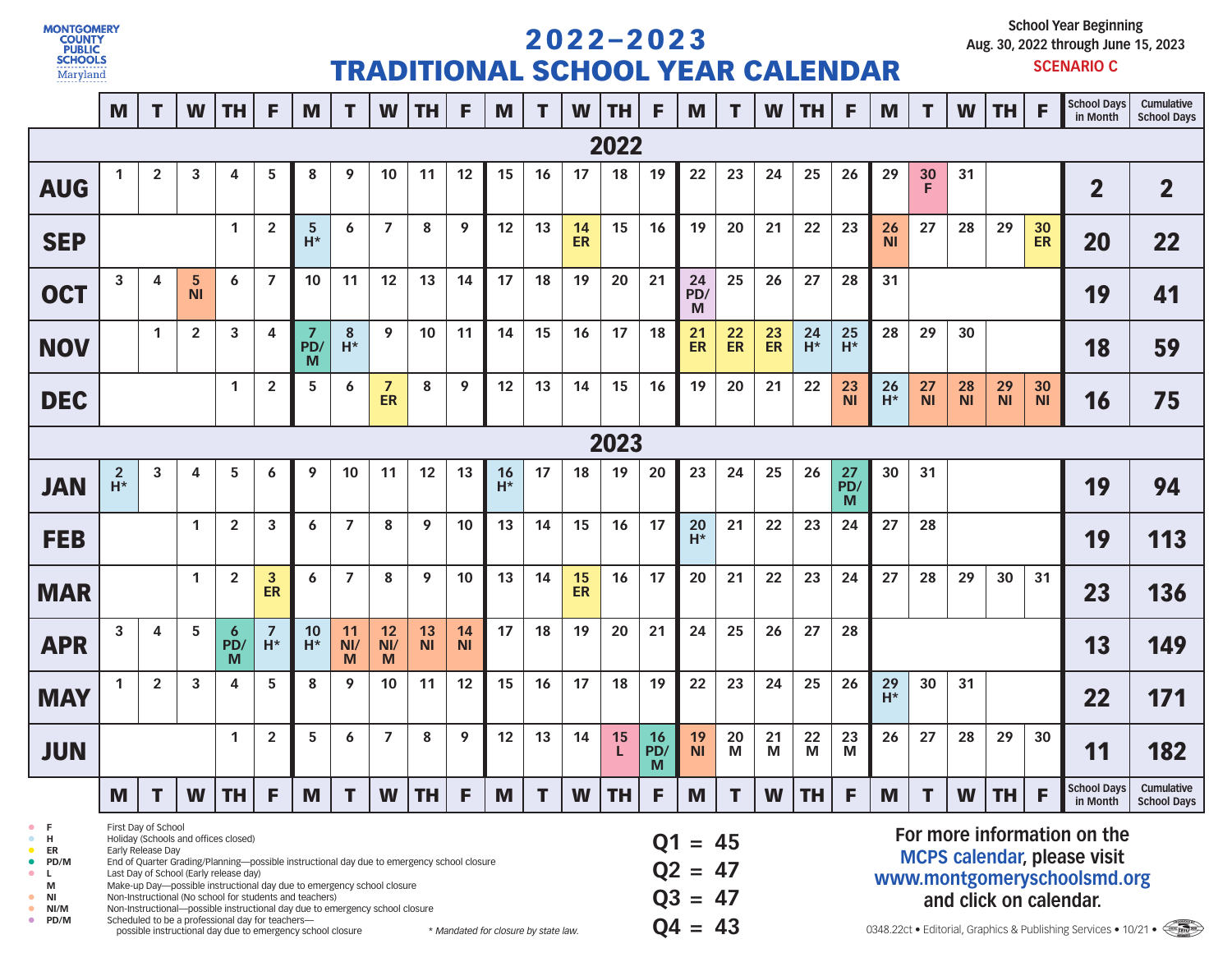# 2022–2023 TRADITIONAL SCHOOL YEAR CALENDAR

MONTGOMERY COUNTY PUBLIC SCHOOLS Maryland

School Year Beginning
Aug. 30, 2022 through June 15, 2023
**SCENARIO C**

| | M | T | W | TH | F | M | T | W | TH | F | M | T | W | TH | F | M | T | W | TH | F | M | T | W | TH | F | School Days in Month | Cumulative School Days |
|---|---|---|---|---|---|---|---|---|---|---|---|---|---|---|---|---|---|---|---|---|---|---|---|---|---|---|---|
| **2022** | | | | | | | | | | | | | | | | | | | | | | | | | | | |
| **AUG** | 1 | 2 | 3 | 4 | 5 | 8 | 9 | 10 | 11 | 12 | 15 | 16 | 17 | 18 | 19 | 22 | 23 | 24 | 25 | 26 | 29 | 30 F | 31 | | | 2 | 2 |
| **SEP** | | | | 1 | 2 | 5 H* | 6 | 7 | 8 | 9 | 12 | 13 | 14 ER | 15 | 16 | 19 | 20 | 21 | 22 | 23 | 26 NI | 27 | 28 | 29 | 30 ER | 20 | 22 |
| **OCT** | 3 | 4 | 5 NI | 6 | 7 | 10 | 11 | 12 | 13 | 14 | 17 | 18 | 19 | 20 | 21 | 24 PD/M | 25 | 26 | 27 | 28 | 31 | | | | | 19 | 41 |
| **NOV** | | 1 | 2 | 3 | 4 | 7 PD/M | 8 H* | 9 | 10 | 11 | 14 | 15 | 16 | 17 | 18 | 21 ER | 22 ER | 23 ER | 24 H* | 25 H* | 28 | 29 | 30 | | | 18 | 59 |
| **DEC** | | | | 1 | 2 | 5 | 6 | 7 ER | 8 | 9 | 12 | 13 | 14 | 15 | 16 | 19 | 20 | 21 | 22 | 23 NI | 26 H* | 27 NI | 28 NI | 29 NI | 30 NI | 16 | 75 |
| **2023** | | | | | | | | | | | | | | | | | | | | | | | | | | | |
| **JAN** | 2 H* | 3 | 4 | 5 | 6 | 9 | 10 | 11 | 12 | 13 | 16 H* | 17 | 18 | 19 | 20 | 23 | 24 | 25 | 26 | 27 PD/M | 30 | 31 | | | | 19 | 94 |
| **FEB** | | | 1 | 2 | 3 | 6 | 7 | 8 | 9 | 10 | 13 | 14 | 15 | 16 | 17 | 20 H* | 21 | 22 | 23 | 24 | 27 | 28 | | | | 19 | 113 |
| **MAR** | | | 1 | 2 | 3 ER | 6 | 7 | 8 | 9 | 10 | 13 | 14 | 15 ER | 16 | 17 | 20 | 21 | 22 | 23 | 24 | 27 | 28 | 29 | 30 | 31 | 23 | 136 |
| **APR** | 3 | 4 | 5 | 6 PD/M | 7 H* | 10 H* | 11 NI/M | 12 NI/M | 13 NI | 14 NI | 17 | 18 | 19 | 20 | 21 | 24 | 25 | 26 | 27 | 28 | | | | | | 13 | 149 |
| **MAY** | 1 | 2 | 3 | 4 | 5 | 8 | 9 | 10 | 11 | 12 | 15 | 16 | 17 | 18 | 19 | 22 | 23 | 24 | 25 | 26 | 29 H* | 30 | 31 | | | 22 | 171 |
| **JUN** | | | | 1 | 2 | 5 | 6 | 7 | 8 | 9 | 12 | 13 | 14 | 15 L | 16 PD/M | 19 NI | 20 M | 21 M | 22 M | 23 M | 26 | 27 | 28 | 29 | 30 | 11 | 182 |

- **F** First Day of School
- **H** Holiday (Schools and offices closed)
- **ER** Early Release Day
- **PD/M** End of Quarter Grading/Planning—possible instructional day due to emergency school closure
- **L** Last Day of School (Early release day)
- **M** Make-up Day—possible instructional day due to emergency school closure
- **NI** Non-Instructional (No school for students and teachers)
- **NI/M** Non-Instructional—possible instructional day due to emergency school closure
- **PD/M** Scheduled to be a professional day for teachers—possible instructional day due to emergency school closure

*\* Mandated for closure by state law.*

**Q1 = 45**
**Q2 = 47**
**Q3 = 47**
**Q4 = 43**

**For more information on the MCPS calendar, please visit www.montgomeryschoolsmd.org and click on calendar.**

0348.22ct • Editorial, Graphics & Publishing Services • 10/21 •